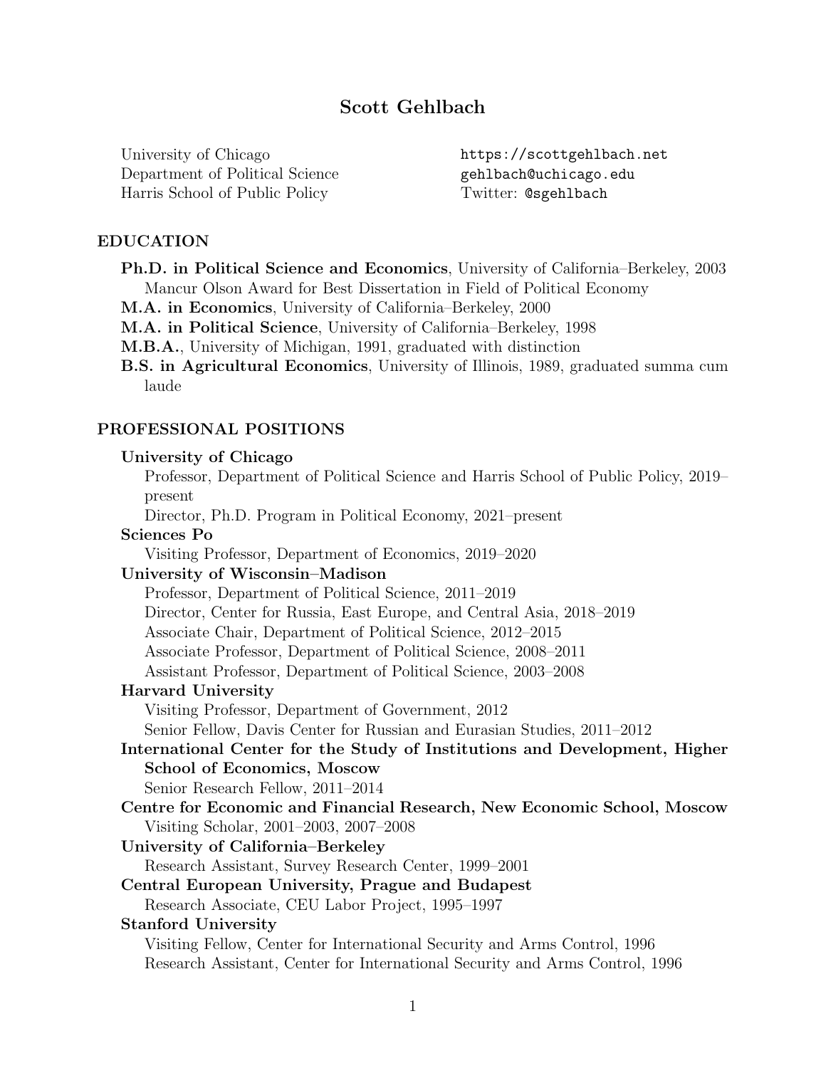# Scott Gehlbach

University of Chicago
Department of Political Science
Harris School of Public Policy

`https://scottgehlbach.net`
`gehlbach@uchicago.edu`
Twitter: `@sgehlbach`

## EDUCATION

**Ph.D. in Political Science and Economics**, University of California–Berkeley, 2003
Mancur Olson Award for Best Dissertation in Field of Political Economy

**M.A. in Economics**, University of California–Berkeley, 2000

**M.A. in Political Science**, University of California–Berkeley, 1998

**M.B.A.**, University of Michigan, 1991, graduated with distinction

**B.S. in Agricultural Economics**, University of Illinois, 1989, graduated summa cum laude

## PROFESSIONAL POSITIONS

**University of Chicago**
Professor, Department of Political Science and Harris School of Public Policy, 2019–present
Director, Ph.D. Program in Political Economy, 2021–present

**Sciences Po**
Visiting Professor, Department of Economics, 2019–2020

**University of Wisconsin–Madison**
Professor, Department of Political Science, 2011–2019
Director, Center for Russia, East Europe, and Central Asia, 2018–2019
Associate Chair, Department of Political Science, 2012–2015
Associate Professor, Department of Political Science, 2008–2011
Assistant Professor, Department of Political Science, 2003–2008

**Harvard University**
Visiting Professor, Department of Government, 2012
Senior Fellow, Davis Center for Russian and Eurasian Studies, 2011–2012

**International Center for the Study of Institutions and Development, Higher School of Economics, Moscow**
Senior Research Fellow, 2011–2014

**Centre for Economic and Financial Research, New Economic School, Moscow**
Visiting Scholar, 2001–2003, 2007–2008

**University of California–Berkeley**
Research Assistant, Survey Research Center, 1999–2001

**Central European University, Prague and Budapest**
Research Associate, CEU Labor Project, 1995–1997

**Stanford University**
Visiting Fellow, Center for International Security and Arms Control, 1996
Research Assistant, Center for International Security and Arms Control, 1996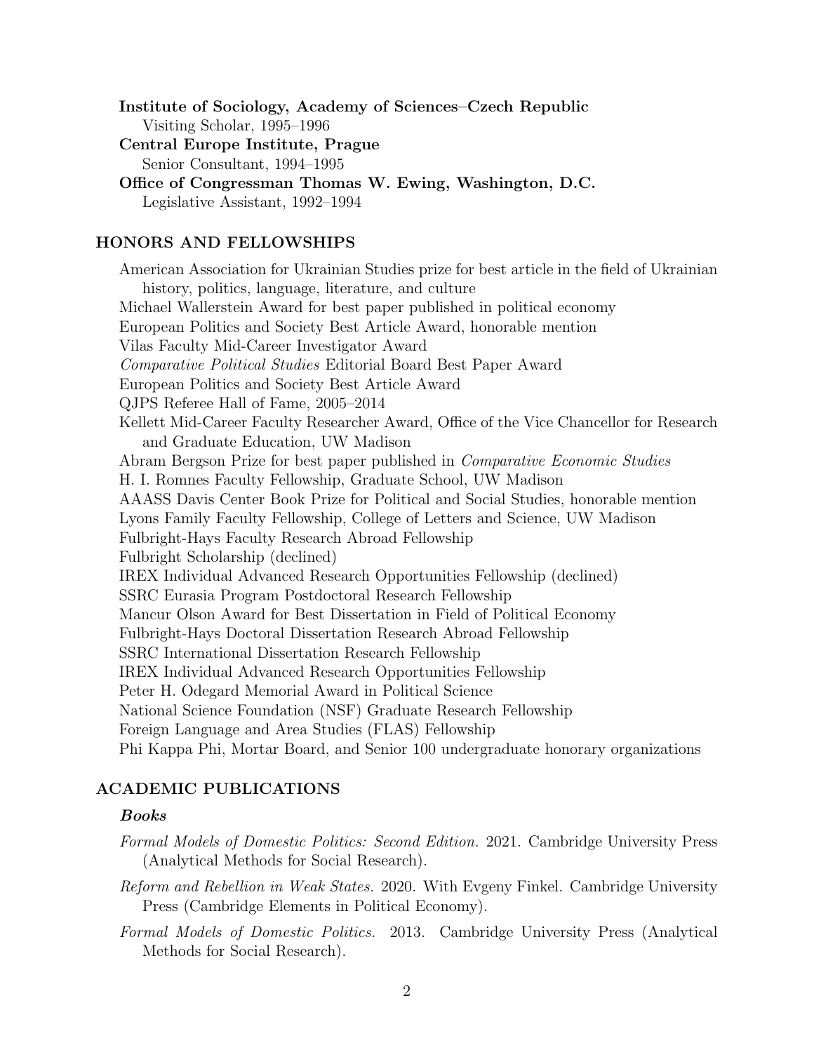**Institute of Sociology, Academy of Sciences–Czech Republic**
Visiting Scholar, 1995–1996

**Central Europe Institute, Prague**
Senior Consultant, 1994–1995

**Office of Congressman Thomas W. Ewing, Washington, D.C.**
Legislative Assistant, 1992–1994

## HONORS AND FELLOWSHIPS

American Association for Ukrainian Studies prize for best article in the field of Ukrainian history, politics, language, literature, and culture
Michael Wallerstein Award for best paper published in political economy
European Politics and Society Best Article Award, honorable mention
Vilas Faculty Mid-Career Investigator Award
*Comparative Political Studies* Editorial Board Best Paper Award
European Politics and Society Best Article Award
QJPS Referee Hall of Fame, 2005–2014
Kellett Mid-Career Faculty Researcher Award, Office of the Vice Chancellor for Research and Graduate Education, UW Madison
Abram Bergson Prize for best paper published in *Comparative Economic Studies*
H. I. Romnes Faculty Fellowship, Graduate School, UW Madison
AAASS Davis Center Book Prize for Political and Social Studies, honorable mention
Lyons Family Faculty Fellowship, College of Letters and Science, UW Madison
Fulbright-Hays Faculty Research Abroad Fellowship
Fulbright Scholarship (declined)
IREX Individual Advanced Research Opportunities Fellowship (declined)
SSRC Eurasia Program Postdoctoral Research Fellowship
Mancur Olson Award for Best Dissertation in Field of Political Economy
Fulbright-Hays Doctoral Dissertation Research Abroad Fellowship
SSRC International Dissertation Research Fellowship
IREX Individual Advanced Research Opportunities Fellowship
Peter H. Odegard Memorial Award in Political Science
National Science Foundation (NSF) Graduate Research Fellowship
Foreign Language and Area Studies (FLAS) Fellowship
Phi Kappa Phi, Mortar Board, and Senior 100 undergraduate honorary organizations

## ACADEMIC PUBLICATIONS

### *Books*

*Formal Models of Domestic Politics: Second Edition.* 2021. Cambridge University Press (Analytical Methods for Social Research).

*Reform and Rebellion in Weak States.* 2020. With Evgeny Finkel. Cambridge University Press (Cambridge Elements in Political Economy).

*Formal Models of Domestic Politics.* 2013. Cambridge University Press (Analytical Methods for Social Research).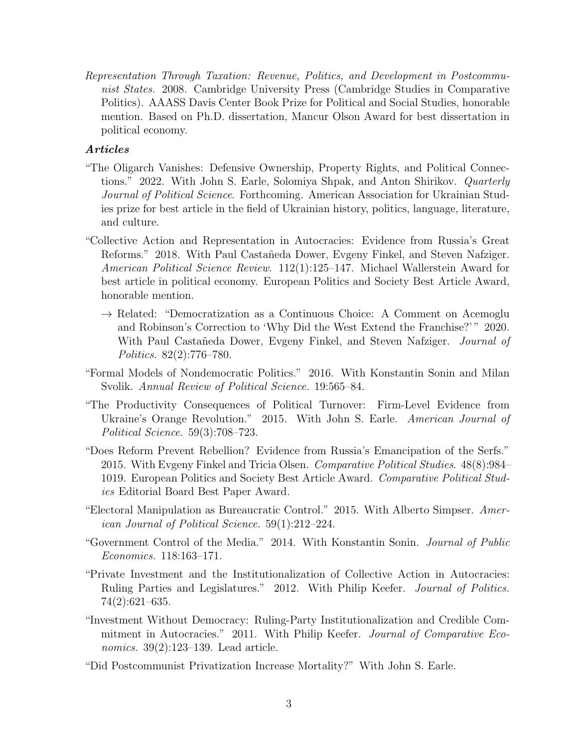*Representation Through Taxation: Revenue, Politics, and Development in Postcommunist States.* 2008. Cambridge University Press (Cambridge Studies in Comparative Politics). AAASS Davis Center Book Prize for Political and Social Studies, honorable mention. Based on Ph.D. dissertation, Mancur Olson Award for best dissertation in political economy.

### *Articles*

"The Oligarch Vanishes: Defensive Ownership, Property Rights, and Political Connections." 2022. With John S. Earle, Solomiya Shpak, and Anton Shirikov. *Quarterly Journal of Political Science*. Forthcoming. American Association for Ukrainian Studies prize for best article in the field of Ukrainian history, politics, language, literature, and culture.

"Collective Action and Representation in Autocracies: Evidence from Russia's Great Reforms." 2018. With Paul Castañeda Dower, Evgeny Finkel, and Steven Nafziger. *American Political Science Review.* 112(1):125–147. Michael Wallerstein Award for best article in political economy. European Politics and Society Best Article Award, honorable mention.

→ Related: "Democratization as a Continuous Choice: A Comment on Acemoglu and Robinson's Correction to 'Why Did the West Extend the Franchise?'" 2020. With Paul Castañeda Dower, Evgeny Finkel, and Steven Nafziger. *Journal of Politics.* 82(2):776–780.

"Formal Models of Nondemocratic Politics." 2016. With Konstantin Sonin and Milan Svolik. *Annual Review of Political Science.* 19:565–84.

"The Productivity Consequences of Political Turnover: Firm-Level Evidence from Ukraine's Orange Revolution." 2015. With John S. Earle. *American Journal of Political Science.* 59(3):708–723.

"Does Reform Prevent Rebellion? Evidence from Russia's Emancipation of the Serfs." 2015. With Evgeny Finkel and Tricia Olsen. *Comparative Political Studies*. 48(8):984–1019. European Politics and Society Best Article Award. *Comparative Political Studies* Editorial Board Best Paper Award.

"Electoral Manipulation as Bureaucratic Control." 2015. With Alberto Simpser. *American Journal of Political Science.* 59(1):212–224.

"Government Control of the Media." 2014. With Konstantin Sonin. *Journal of Public Economics.* 118:163–171.

"Private Investment and the Institutionalization of Collective Action in Autocracies: Ruling Parties and Legislatures." 2012. With Philip Keefer. *Journal of Politics.* 74(2):621–635.

"Investment Without Democracy: Ruling-Party Institutionalization and Credible Commitment in Autocracies." 2011. With Philip Keefer. *Journal of Comparative Economics.* 39(2):123–139. Lead article.

"Did Postcommunist Privatization Increase Mortality?" With John S. Earle.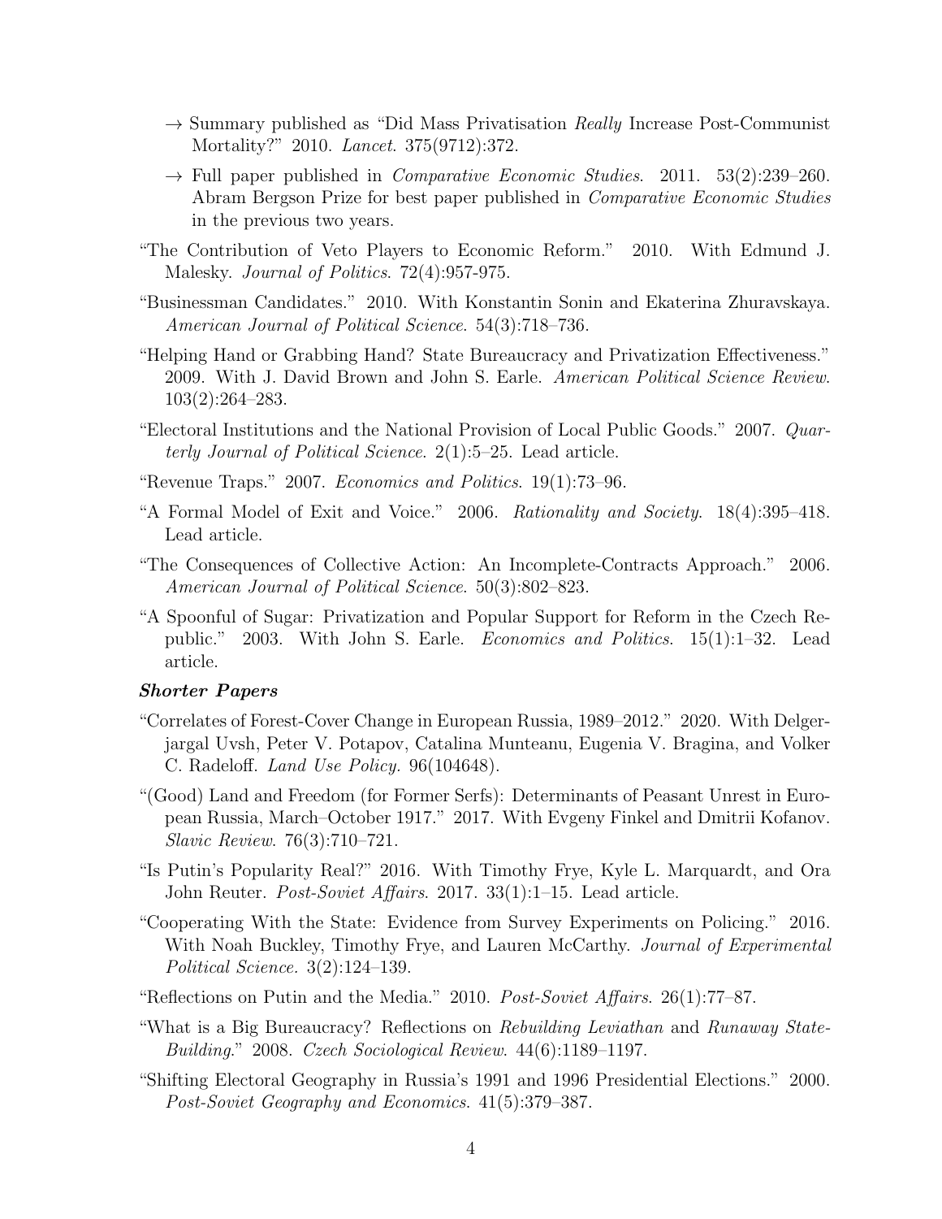→ Summary published as "Did Mass Privatisation *Really* Increase Post-Communist Mortality?" 2010. *Lancet*. 375(9712):372.

→ Full paper published in *Comparative Economic Studies*. 2011. 53(2):239–260. Abram Bergson Prize for best paper published in *Comparative Economic Studies* in the previous two years.

"The Contribution of Veto Players to Economic Reform." 2010. With Edmund J. Malesky. *Journal of Politics*. 72(4):957-975.

"Businessman Candidates." 2010. With Konstantin Sonin and Ekaterina Zhuravskaya. *American Journal of Political Science*. 54(3):718–736.

"Helping Hand or Grabbing Hand? State Bureaucracy and Privatization Effectiveness." 2009. With J. David Brown and John S. Earle. *American Political Science Review*. 103(2):264–283.

"Electoral Institutions and the National Provision of Local Public Goods." 2007. *Quarterly Journal of Political Science*. 2(1):5–25. Lead article.

"Revenue Traps." 2007. *Economics and Politics*. 19(1):73–96.

"A Formal Model of Exit and Voice." 2006. *Rationality and Society*. 18(4):395–418. Lead article.

"The Consequences of Collective Action: An Incomplete-Contracts Approach." 2006. *American Journal of Political Science*. 50(3):802–823.

"A Spoonful of Sugar: Privatization and Popular Support for Reform in the Czech Republic." 2003. With John S. Earle. *Economics and Politics*. 15(1):1–32. Lead article.

### *Shorter Papers*

"Correlates of Forest-Cover Change in European Russia, 1989–2012." 2020. With Delgerjargal Uvsh, Peter V. Potapov, Catalina Munteanu, Eugenia V. Bragina, and Volker C. Radeloff. *Land Use Policy*. 96(104648).

"(Good) Land and Freedom (for Former Serfs): Determinants of Peasant Unrest in European Russia, March–October 1917." 2017. With Evgeny Finkel and Dmitrii Kofanov. *Slavic Review*. 76(3):710–721.

"Is Putin's Popularity Real?" 2016. With Timothy Frye, Kyle L. Marquardt, and Ora John Reuter. *Post-Soviet Affairs*. 2017. 33(1):1–15. Lead article.

"Cooperating With the State: Evidence from Survey Experiments on Policing." 2016. With Noah Buckley, Timothy Frye, and Lauren McCarthy. *Journal of Experimental Political Science*. 3(2):124–139.

"Reflections on Putin and the Media." 2010. *Post-Soviet Affairs*. 26(1):77–87.

"What is a Big Bureaucracy? Reflections on *Rebuilding Leviathan* and *Runaway State-Building*." 2008. *Czech Sociological Review*. 44(6):1189–1197.

"Shifting Electoral Geography in Russia's 1991 and 1996 Presidential Elections." 2000. *Post-Soviet Geography and Economics*. 41(5):379–387.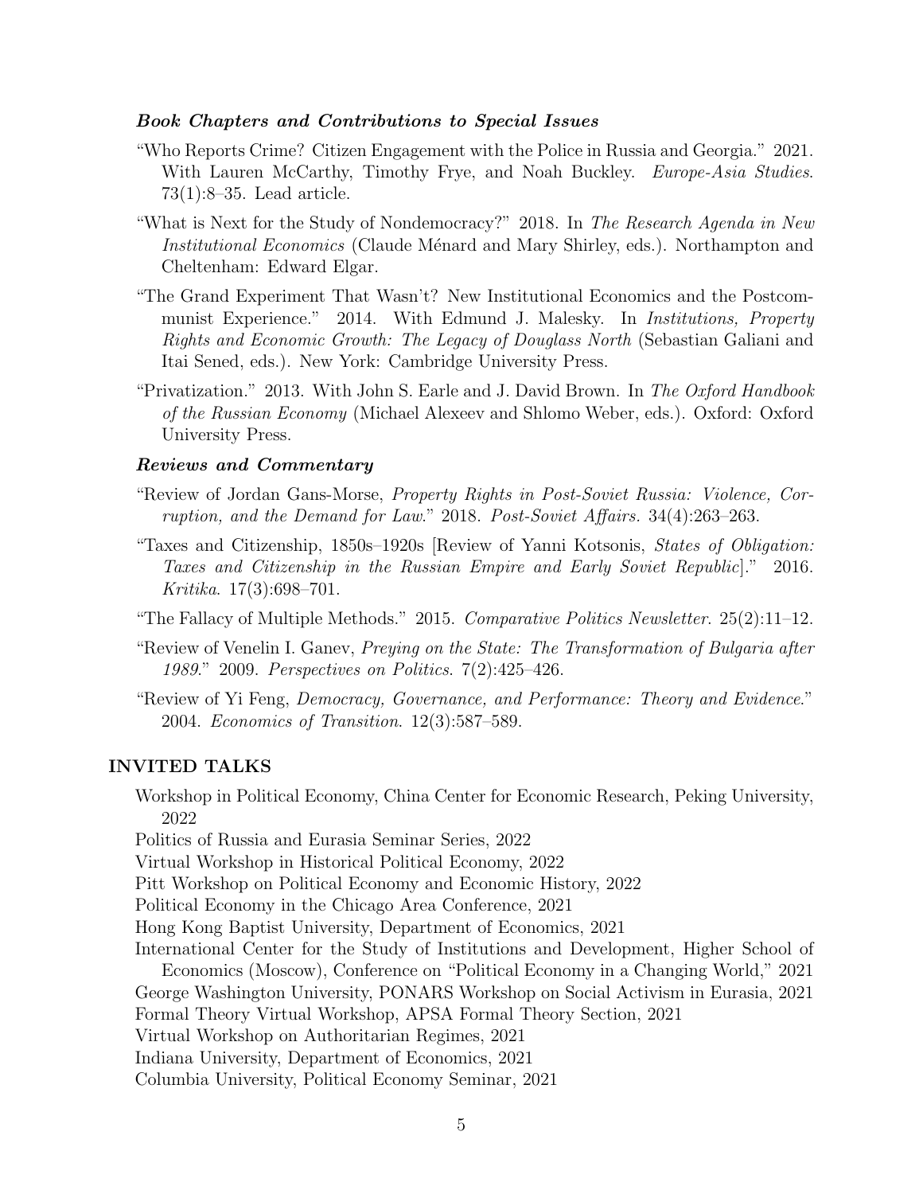### *Book Chapters and Contributions to Special Issues*

"Who Reports Crime? Citizen Engagement with the Police in Russia and Georgia." 2021. With Lauren McCarthy, Timothy Frye, and Noah Buckley. *Europe-Asia Studies*. 73(1):8–35. Lead article.

"What is Next for the Study of Nondemocracy?" 2018. In *The Research Agenda in New Institutional Economics* (Claude Ménard and Mary Shirley, eds.). Northampton and Cheltenham: Edward Elgar.

"The Grand Experiment That Wasn't? New Institutional Economics and the Postcommunist Experience." 2014. With Edmund J. Malesky. In *Institutions, Property Rights and Economic Growth: The Legacy of Douglass North* (Sebastian Galiani and Itai Sened, eds.). New York: Cambridge University Press.

"Privatization." 2013. With John S. Earle and J. David Brown. In *The Oxford Handbook of the Russian Economy* (Michael Alexeev and Shlomo Weber, eds.). Oxford: Oxford University Press.

### *Reviews and Commentary*

"Review of Jordan Gans-Morse, *Property Rights in Post-Soviet Russia: Violence, Corruption, and the Demand for Law*." 2018. *Post-Soviet Affairs*. 34(4):263–263.

"Taxes and Citizenship, 1850s–1920s [Review of Yanni Kotsonis, *States of Obligation: Taxes and Citizenship in the Russian Empire and Early Soviet Republic*]." 2016. *Kritika*. 17(3):698–701.

"The Fallacy of Multiple Methods." 2015. *Comparative Politics Newsletter*. 25(2):11–12.

"Review of Venelin I. Ganev, *Preying on the State: The Transformation of Bulgaria after 1989*." 2009. *Perspectives on Politics*. 7(2):425–426.

"Review of Yi Feng, *Democracy, Governance, and Performance: Theory and Evidence*." 2004. *Economics of Transition*. 12(3):587–589.

## INVITED TALKS

Workshop in Political Economy, China Center for Economic Research, Peking University, 2022

Politics of Russia and Eurasia Seminar Series, 2022

Virtual Workshop in Historical Political Economy, 2022

Pitt Workshop on Political Economy and Economic History, 2022

Political Economy in the Chicago Area Conference, 2021

Hong Kong Baptist University, Department of Economics, 2021

International Center for the Study of Institutions and Development, Higher School of Economics (Moscow), Conference on "Political Economy in a Changing World," 2021

George Washington University, PONARS Workshop on Social Activism in Eurasia, 2021

Formal Theory Virtual Workshop, APSA Formal Theory Section, 2021

Virtual Workshop on Authoritarian Regimes, 2021

Indiana University, Department of Economics, 2021

Columbia University, Political Economy Seminar, 2021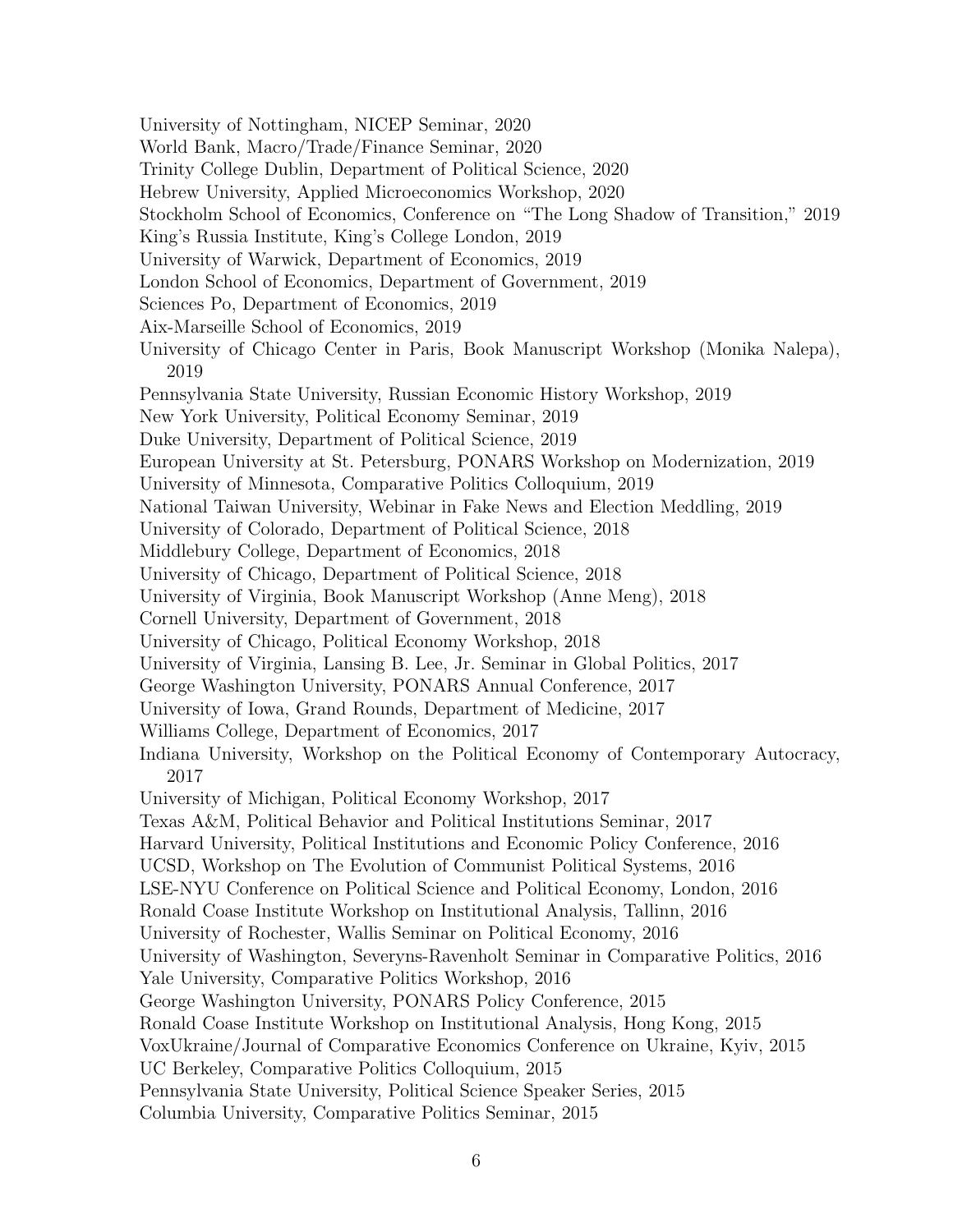University of Nottingham, NICEP Seminar, 2020

World Bank, Macro/Trade/Finance Seminar, 2020

Trinity College Dublin, Department of Political Science, 2020

Hebrew University, Applied Microeconomics Workshop, 2020

Stockholm School of Economics, Conference on "The Long Shadow of Transition," 2019

King's Russia Institute, King's College London, 2019

University of Warwick, Department of Economics, 2019

London School of Economics, Department of Government, 2019

Sciences Po, Department of Economics, 2019

Aix-Marseille School of Economics, 2019

University of Chicago Center in Paris, Book Manuscript Workshop (Monika Nalepa), 2019

Pennsylvania State University, Russian Economic History Workshop, 2019

New York University, Political Economy Seminar, 2019

Duke University, Department of Political Science, 2019

European University at St. Petersburg, PONARS Workshop on Modernization, 2019

University of Minnesota, Comparative Politics Colloquium, 2019

National Taiwan University, Webinar in Fake News and Election Meddling, 2019

University of Colorado, Department of Political Science, 2018

Middlebury College, Department of Economics, 2018

University of Chicago, Department of Political Science, 2018

University of Virginia, Book Manuscript Workshop (Anne Meng), 2018

Cornell University, Department of Government, 2018

University of Chicago, Political Economy Workshop, 2018

University of Virginia, Lansing B. Lee, Jr. Seminar in Global Politics, 2017

George Washington University, PONARS Annual Conference, 2017

University of Iowa, Grand Rounds, Department of Medicine, 2017

Williams College, Department of Economics, 2017

Indiana University, Workshop on the Political Economy of Contemporary Autocracy, 2017

University of Michigan, Political Economy Workshop, 2017

Texas A&M, Political Behavior and Political Institutions Seminar, 2017

Harvard University, Political Institutions and Economic Policy Conference, 2016

UCSD, Workshop on The Evolution of Communist Political Systems, 2016

LSE-NYU Conference on Political Science and Political Economy, London, 2016

Ronald Coase Institute Workshop on Institutional Analysis, Tallinn, 2016

University of Rochester, Wallis Seminar on Political Economy, 2016

University of Washington, Severyns-Ravenholt Seminar in Comparative Politics, 2016

Yale University, Comparative Politics Workshop, 2016

George Washington University, PONARS Policy Conference, 2015

Ronald Coase Institute Workshop on Institutional Analysis, Hong Kong, 2015

VoxUkraine/Journal of Comparative Economics Conference on Ukraine, Kyiv, 2015

UC Berkeley, Comparative Politics Colloquium, 2015

Pennsylvania State University, Political Science Speaker Series, 2015

Columbia University, Comparative Politics Seminar, 2015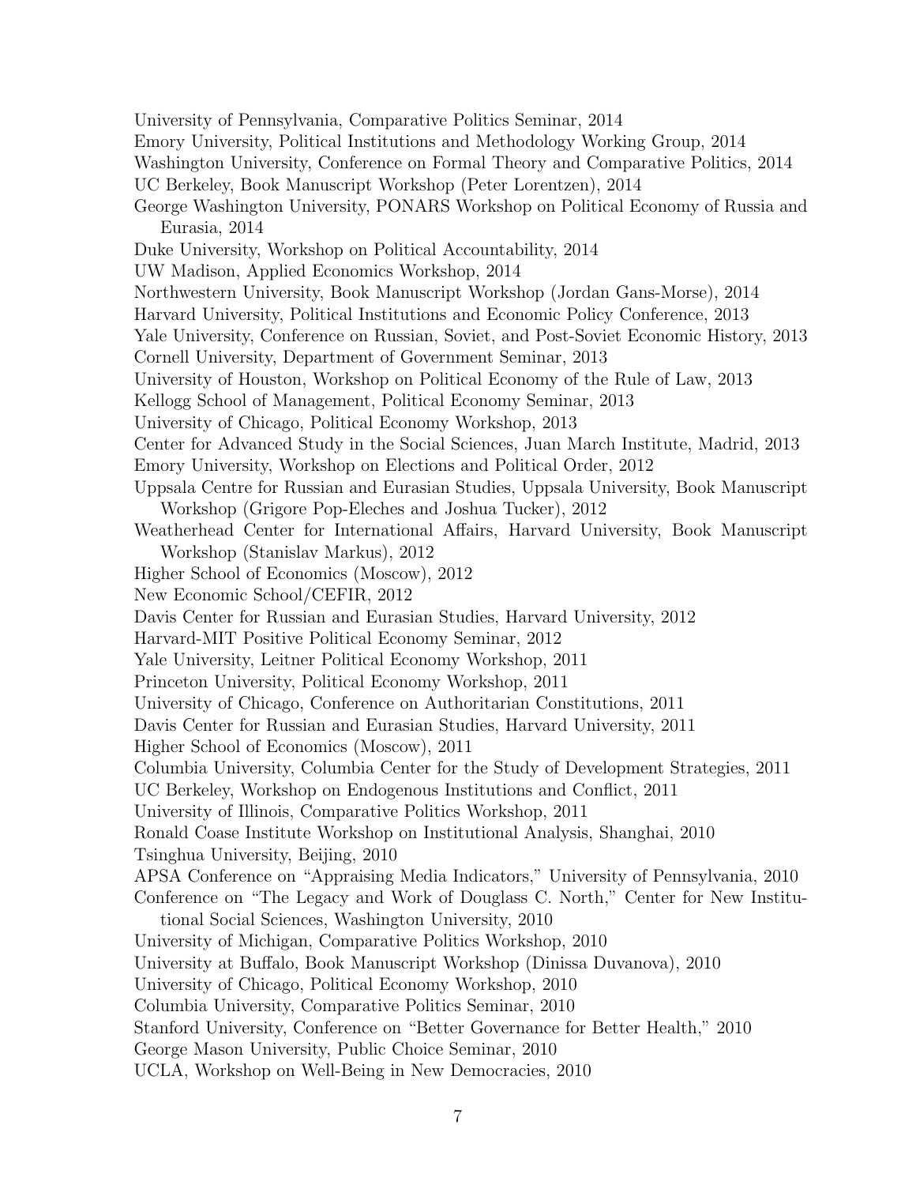University of Pennsylvania, Comparative Politics Seminar, 2014
Emory University, Political Institutions and Methodology Working Group, 2014
Washington University, Conference on Formal Theory and Comparative Politics, 2014
UC Berkeley, Book Manuscript Workshop (Peter Lorentzen), 2014
George Washington University, PONARS Workshop on Political Economy of Russia and Eurasia, 2014
Duke University, Workshop on Political Accountability, 2014
UW Madison, Applied Economics Workshop, 2014
Northwestern University, Book Manuscript Workshop (Jordan Gans-Morse), 2014
Harvard University, Political Institutions and Economic Policy Conference, 2013
Yale University, Conference on Russian, Soviet, and Post-Soviet Economic History, 2013
Cornell University, Department of Government Seminar, 2013
University of Houston, Workshop on Political Economy of the Rule of Law, 2013
Kellogg School of Management, Political Economy Seminar, 2013
University of Chicago, Political Economy Workshop, 2013
Center for Advanced Study in the Social Sciences, Juan March Institute, Madrid, 2013
Emory University, Workshop on Elections and Political Order, 2012
Uppsala Centre for Russian and Eurasian Studies, Uppsala University, Book Manuscript Workshop (Grigore Pop-Eleches and Joshua Tucker), 2012
Weatherhead Center for International Affairs, Harvard University, Book Manuscript Workshop (Stanislav Markus), 2012
Higher School of Economics (Moscow), 2012
New Economic School/CEFIR, 2012
Davis Center for Russian and Eurasian Studies, Harvard University, 2012
Harvard-MIT Positive Political Economy Seminar, 2012
Yale University, Leitner Political Economy Workshop, 2011
Princeton University, Political Economy Workshop, 2011
University of Chicago, Conference on Authoritarian Constitutions, 2011
Davis Center for Russian and Eurasian Studies, Harvard University, 2011
Higher School of Economics (Moscow), 2011
Columbia University, Columbia Center for the Study of Development Strategies, 2011
UC Berkeley, Workshop on Endogenous Institutions and Conflict, 2011
University of Illinois, Comparative Politics Workshop, 2011
Ronald Coase Institute Workshop on Institutional Analysis, Shanghai, 2010
Tsinghua University, Beijing, 2010
APSA Conference on "Appraising Media Indicators," University of Pennsylvania, 2010
Conference on "The Legacy and Work of Douglass C. North," Center for New Institutional Social Sciences, Washington University, 2010
University of Michigan, Comparative Politics Workshop, 2010
University at Buffalo, Book Manuscript Workshop (Dinissa Duvanova), 2010
University of Chicago, Political Economy Workshop, 2010
Columbia University, Comparative Politics Seminar, 2010
Stanford University, Conference on "Better Governance for Better Health," 2010
George Mason University, Public Choice Seminar, 2010
UCLA, Workshop on Well-Being in New Democracies, 2010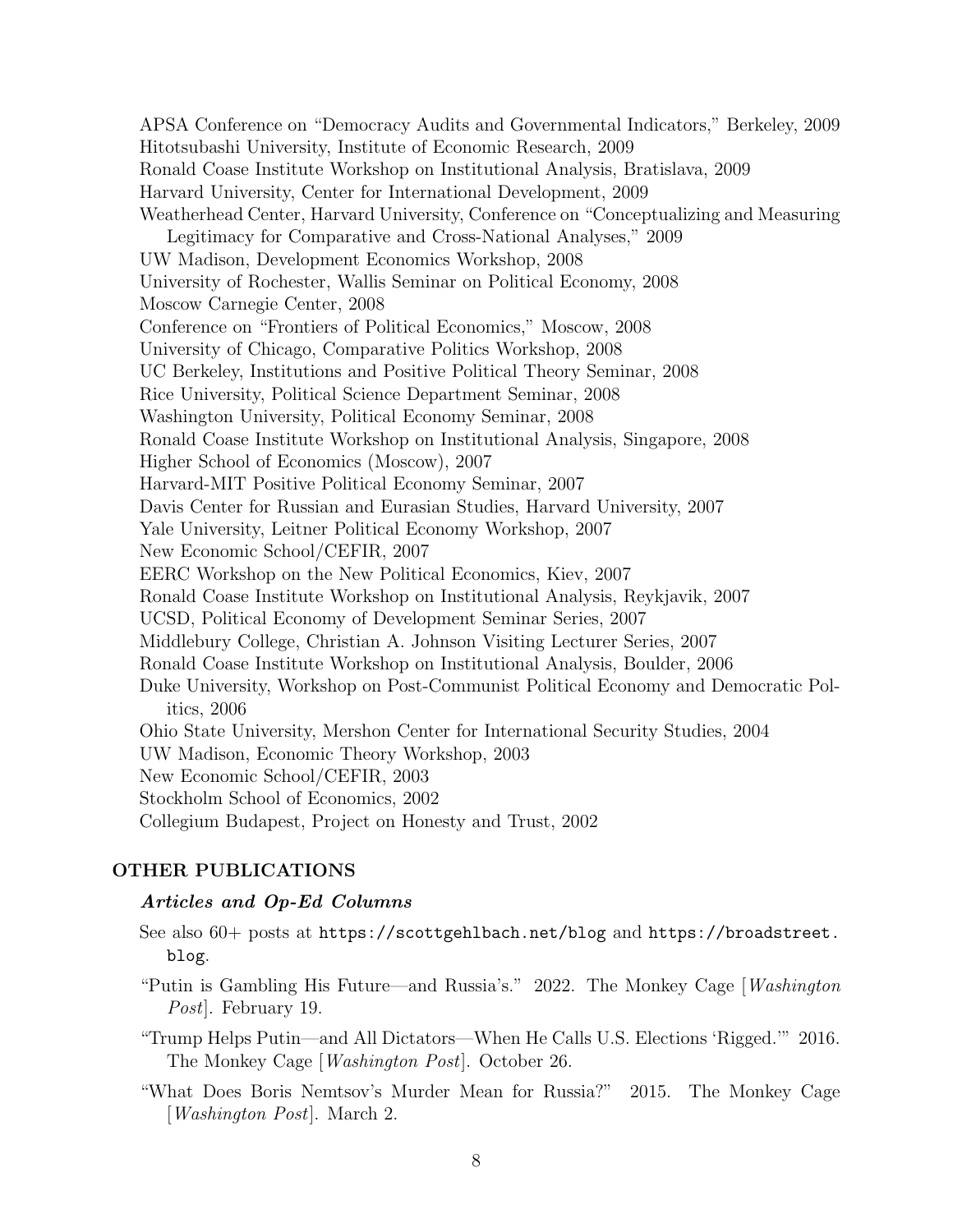APSA Conference on "Democracy Audits and Governmental Indicators," Berkeley, 2009
Hitotsubashi University, Institute of Economic Research, 2009
Ronald Coase Institute Workshop on Institutional Analysis, Bratislava, 2009
Harvard University, Center for International Development, 2009
Weatherhead Center, Harvard University, Conference on "Conceptualizing and Measuring Legitimacy for Comparative and Cross-National Analyses," 2009
UW Madison, Development Economics Workshop, 2008
University of Rochester, Wallis Seminar on Political Economy, 2008
Moscow Carnegie Center, 2008
Conference on "Frontiers of Political Economics," Moscow, 2008
University of Chicago, Comparative Politics Workshop, 2008
UC Berkeley, Institutions and Positive Political Theory Seminar, 2008
Rice University, Political Science Department Seminar, 2008
Washington University, Political Economy Seminar, 2008
Ronald Coase Institute Workshop on Institutional Analysis, Singapore, 2008
Higher School of Economics (Moscow), 2007
Harvard-MIT Positive Political Economy Seminar, 2007
Davis Center for Russian and Eurasian Studies, Harvard University, 2007
Yale University, Leitner Political Economy Workshop, 2007
New Economic School/CEFIR, 2007
EERC Workshop on the New Political Economics, Kiev, 2007
Ronald Coase Institute Workshop on Institutional Analysis, Reykjavik, 2007
UCSD, Political Economy of Development Seminar Series, 2007
Middlebury College, Christian A. Johnson Visiting Lecturer Series, 2007
Ronald Coase Institute Workshop on Institutional Analysis, Boulder, 2006
Duke University, Workshop on Post-Communist Political Economy and Democratic Politics, 2006
Ohio State University, Mershon Center for International Security Studies, 2004
UW Madison, Economic Theory Workshop, 2003
New Economic School/CEFIR, 2003
Stockholm School of Economics, 2002
Collegium Budapest, Project on Honesty and Trust, 2002

## OTHER PUBLICATIONS

### *Articles and Op-Ed Columns*

See also 60+ posts at `https://scottgehlbach.net/blog` and `https://broadstreet.blog`.

"Putin is Gambling His Future—and Russia's." 2022. The Monkey Cage [*Washington Post*]. February 19.

"Trump Helps Putin—and All Dictators—When He Calls U.S. Elections 'Rigged.'" 2016. The Monkey Cage [*Washington Post*]. October 26.

"What Does Boris Nemtsov's Murder Mean for Russia?" 2015. The Monkey Cage [*Washington Post*]. March 2.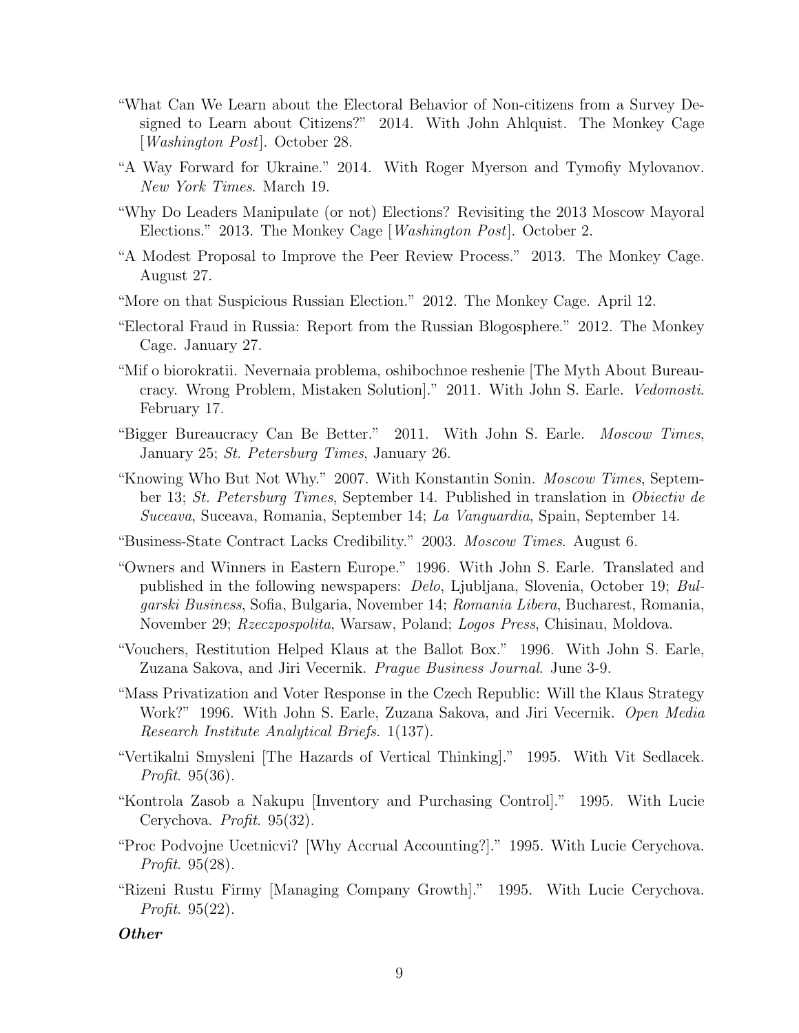"What Can We Learn about the Electoral Behavior of Non-citizens from a Survey Designed to Learn about Citizens?" 2014. With John Ahlquist. The Monkey Cage [*Washington Post*]. October 28.

"A Way Forward for Ukraine." 2014. With Roger Myerson and Tymofiy Mylovanov. *New York Times*. March 19.

"Why Do Leaders Manipulate (or not) Elections? Revisiting the 2013 Moscow Mayoral Elections." 2013. The Monkey Cage [*Washington Post*]. October 2.

"A Modest Proposal to Improve the Peer Review Process." 2013. The Monkey Cage. August 27.

"More on that Suspicious Russian Election." 2012. The Monkey Cage. April 12.

"Electoral Fraud in Russia: Report from the Russian Blogosphere." 2012. The Monkey Cage. January 27.

"Mif o biorokratii. Nevernaia problema, oshibochnoe reshenie [The Myth About Bureaucracy. Wrong Problem, Mistaken Solution]." 2011. With John S. Earle. *Vedomosti*. February 17.

"Bigger Bureaucracy Can Be Better." 2011. With John S. Earle. *Moscow Times*, January 25; *St. Petersburg Times*, January 26.

"Knowing Who But Not Why." 2007. With Konstantin Sonin. *Moscow Times*, September 13; *St. Petersburg Times*, September 14. Published in translation in *Obiectiv de Suceava*, Suceava, Romania, September 14; *La Vanguardia*, Spain, September 14.

"Business-State Contract Lacks Credibility." 2003. *Moscow Times*. August 6.

"Owners and Winners in Eastern Europe." 1996. With John S. Earle. Translated and published in the following newspapers: *Delo*, Ljubljana, Slovenia, October 19; *Bulgarski Business*, Sofia, Bulgaria, November 14; *Romania Libera*, Bucharest, Romania, November 29; *Rzeczpospolita*, Warsaw, Poland; *Logos Press*, Chisinau, Moldova.

"Vouchers, Restitution Helped Klaus at the Ballot Box." 1996. With John S. Earle, Zuzana Sakova, and Jiri Vecernik. *Prague Business Journal*. June 3-9.

"Mass Privatization and Voter Response in the Czech Republic: Will the Klaus Strategy Work?" 1996. With John S. Earle, Zuzana Sakova, and Jiri Vecernik. *Open Media Research Institute Analytical Briefs*. 1(137).

"Vertikalni Smysleni [The Hazards of Vertical Thinking]." 1995. With Vit Sedlacek. *Profit*. 95(36).

"Kontrola Zasob a Nakupu [Inventory and Purchasing Control]." 1995. With Lucie Cerychova. *Profit*. 95(32).

"Proc Podvojne Ucetnicvi? [Why Accrual Accounting?]." 1995. With Lucie Cerychova. *Profit*. 95(28).

"Rizeni Rustu Firmy [Managing Company Growth]." 1995. With Lucie Cerychova. *Profit*. 95(22).

***Other***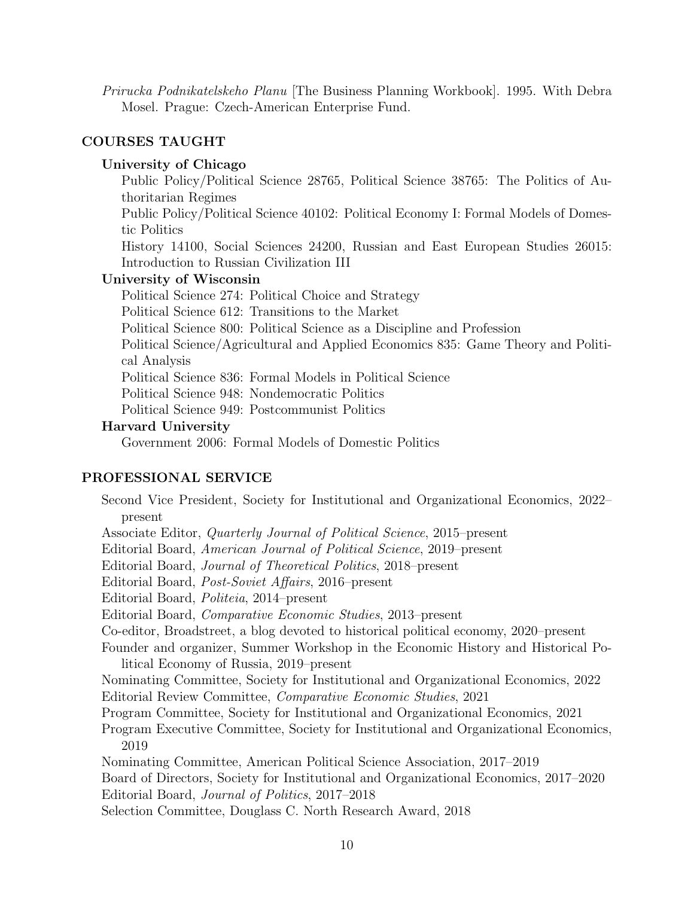*Prirucka Podnikatelskeho Planu* [The Business Planning Workbook]. 1995. With Debra Mosel. Prague: Czech-American Enterprise Fund.

## COURSES TAUGHT

### University of Chicago

Public Policy/Political Science 28765, Political Science 38765: The Politics of Authoritarian Regimes

Public Policy/Political Science 40102: Political Economy I: Formal Models of Domestic Politics

History 14100, Social Sciences 24200, Russian and East European Studies 26015: Introduction to Russian Civilization III

### University of Wisconsin

Political Science 274: Political Choice and Strategy

Political Science 612: Transitions to the Market

Political Science 800: Political Science as a Discipline and Profession

Political Science/Agricultural and Applied Economics 835: Game Theory and Political Analysis

Political Science 836: Formal Models in Political Science

Political Science 948: Nondemocratic Politics

Political Science 949: Postcommunist Politics

### Harvard University

Government 2006: Formal Models of Domestic Politics

## PROFESSIONAL SERVICE

Second Vice President, Society for Institutional and Organizational Economics, 2022–present

Associate Editor, *Quarterly Journal of Political Science*, 2015–present

Editorial Board, *American Journal of Political Science*, 2019–present

Editorial Board, *Journal of Theoretical Politics*, 2018–present

Editorial Board, *Post-Soviet Affairs*, 2016–present

Editorial Board, *Politeia*, 2014–present

Editorial Board, *Comparative Economic Studies*, 2013–present

Co-editor, Broadstreet, a blog devoted to historical political economy, 2020–present

Founder and organizer, Summer Workshop in the Economic History and Historical Political Economy of Russia, 2019–present

Nominating Committee, Society for Institutional and Organizational Economics, 2022

Editorial Review Committee, *Comparative Economic Studies*, 2021

Program Committee, Society for Institutional and Organizational Economics, 2021

Program Executive Committee, Society for Institutional and Organizational Economics, 2019

Nominating Committee, American Political Science Association, 2017–2019

Board of Directors, Society for Institutional and Organizational Economics, 2017–2020

Editorial Board, *Journal of Politics*, 2017–2018

Selection Committee, Douglass C. North Research Award, 2018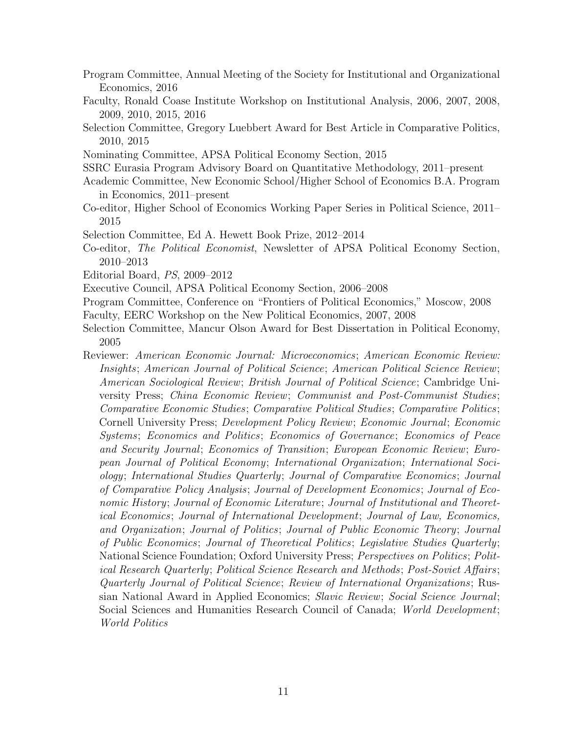Program Committee, Annual Meeting of the Society for Institutional and Organizational Economics, 2016

Faculty, Ronald Coase Institute Workshop on Institutional Analysis, 2006, 2007, 2008, 2009, 2010, 2015, 2016

Selection Committee, Gregory Luebbert Award for Best Article in Comparative Politics, 2010, 2015

Nominating Committee, APSA Political Economy Section, 2015

SSRC Eurasia Program Advisory Board on Quantitative Methodology, 2011–present

Academic Committee, New Economic School/Higher School of Economics B.A. Program in Economics, 2011–present

Co-editor, Higher School of Economics Working Paper Series in Political Science, 2011–2015

Selection Committee, Ed A. Hewett Book Prize, 2012–2014

Co-editor, *The Political Economist*, Newsletter of APSA Political Economy Section, 2010–2013

Editorial Board, *PS*, 2009–2012

Executive Council, APSA Political Economy Section, 2006–2008

Program Committee, Conference on "Frontiers of Political Economics," Moscow, 2008

Faculty, EERC Workshop on the New Political Economics, 2007, 2008

Selection Committee, Mancur Olson Award for Best Dissertation in Political Economy, 2005

Reviewer: *American Economic Journal: Microeconomics*; *American Economic Review: Insights*; *American Journal of Political Science*; *American Political Science Review*; *American Sociological Review*; *British Journal of Political Science*; Cambridge University Press; *China Economic Review*; *Communist and Post-Communist Studies*; *Comparative Economic Studies*; *Comparative Political Studies*; *Comparative Politics*; Cornell University Press; *Development Policy Review*; *Economic Journal*; *Economic Systems*; *Economics and Politics*; *Economics of Governance*; *Economics of Peace and Security Journal*; *Economics of Transition*; *European Economic Review*; *European Journal of Political Economy*; *International Organization*; *International Sociology*; *International Studies Quarterly*; *Journal of Comparative Economics*; *Journal of Comparative Policy Analysis*; *Journal of Development Economics*; *Journal of Economic History*; *Journal of Economic Literature*; *Journal of Institutional and Theoretical Economics*; *Journal of International Development*; *Journal of Law, Economics, and Organization*; *Journal of Politics*; *Journal of Public Economic Theory*; *Journal of Public Economics*; *Journal of Theoretical Politics*; *Legislative Studies Quarterly*; National Science Foundation; Oxford University Press; *Perspectives on Politics*; *Political Research Quarterly*; *Political Science Research and Methods*; *Post-Soviet Affairs*; *Quarterly Journal of Political Science*; *Review of International Organizations*; Russian National Award in Applied Economics; *Slavic Review*; *Social Science Journal*; Social Sciences and Humanities Research Council of Canada; *World Development*; *World Politics*